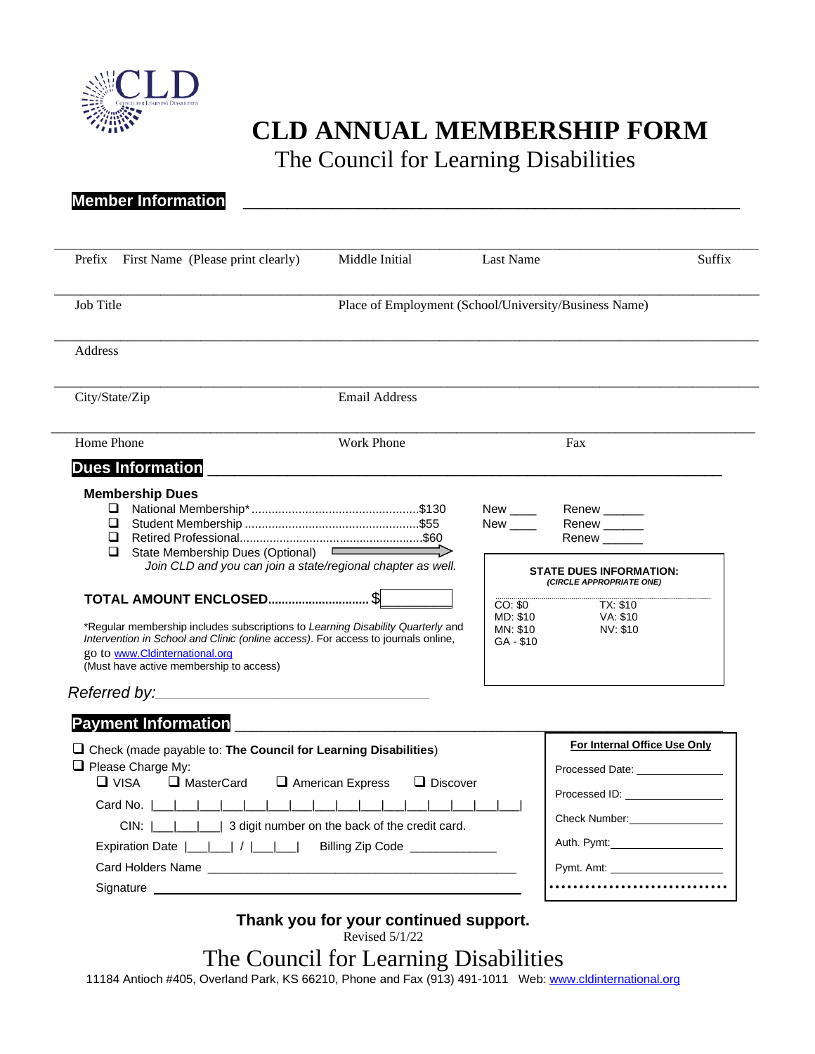# CLD ANNUAL MEMBERSHIP FORM

## The Council for Learning Disabilities

**Member Information**

Prefix First Name (Please print clearly) | Middle Initial | Last Name | Suffix

Job Title | Place of Employment (School/University/Business Name)

Address

City/State/Zip | Email Address

Home Phone | Work Phone | Fax

**Dues Information**

**Membership Dues**

- ☐ National Membership*.................................................$130 New ____ Renew ______
- ☐ Student Membership ....................................................$55 New ____ Renew ______
- ☐ Retired Professional......................................................$60 Renew ______
- ☐ State Membership Dues (Optional)

*Join CLD and you can join a state/regional chapter as well.*

**STATE DUES INFORMATION:**
***(CIRCLE APPROPRIATE ONE)***

| | |
|---|---|
| CO: $0 | TX: $10 |
| MD: $10 | VA: $10 |
| MN: $10 | NV: $10 |
| GA - $10 | |

**TOTAL AMOUNT ENCLOSED.............................** $__________

*Regular membership includes subscriptions to *Learning Disability Quarterly* and *Intervention in School and Clinic (online access)*. For access to journals online, go to www.Cldinternational.org
(Must have active membership to access)

*Referred by:*________________________________

**Payment Information**

- ☐ Check (made payable to: **The Council for Learning Disabilities**)
- ☐ Please Charge My:
  - ☐ VISA ☐ MasterCard ☐ American Express ☐ Discover

Card No. |___|___|___|___|___|___|___|___|___|___|___|___|___|___|___|___|

CIN: |___|___|___| 3 digit number on the back of the credit card.

Expiration Date |___|___| / |___|___| Billing Zip Code ____________

Card Holders Name ______________________________________________

Signature ______________________________________________

**For Internal Office Use Only**

Processed Date: ______________

Processed ID: ______________

Check Number: ______________

Auth. Pymt: ______________

Pymt. Amt: ______________

**Thank you for your continued support.**

Revised 5/1/22

The Council for Learning Disabilities

11184 Antioch #405, Overland Park, KS 66210, Phone and Fax (913) 491-1011 Web: www.cldinternational.org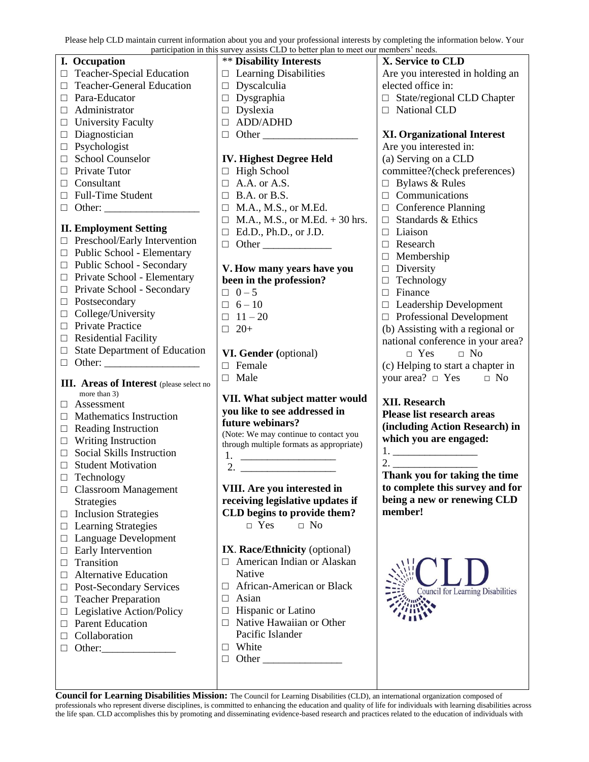Please help CLD maintain current information about you and your professional interests by completing the information below. Your participation in this survey assists CLD to better plan to meet our members' needs.

**I. Occupation**

- ☐ Teacher-Special Education
- ☐ Teacher-General Education
- ☐ Para-Educator
- ☐ Administrator
- ☐ University Faculty
- ☐ Diagnostician
- ☐ Psychologist
- ☐ School Counselor
- ☐ Private Tutor
- ☐ Consultant
- ☐ Full-Time Student
- ☐ Other: __________________

**II. Employment Setting**

- ☐ Preschool/Early Intervention
- ☐ Public School - Elementary
- ☐ Public School - Secondary
- ☐ Private School - Elementary
- ☐ Private School - Secondary
- ☐ Postsecondary
- ☐ College/University
- ☐ Private Practice
- ☐ Residential Facility
- ☐ State Department of Education
- ☐ Other: __________________

**III. Areas of Interest** (please select no more than 3)

- ☐ Assessment
- ☐ Mathematics Instruction
- ☐ Reading Instruction
- ☐ Writing Instruction
- ☐ Social Skills Instruction
- ☐ Student Motivation
- ☐ Technology
- ☐ Classroom Management Strategies
- ☐ Inclusion Strategies
- ☐ Learning Strategies
- ☐ Language Development
- ☐ Early Intervention
- ☐ Transition
- ☐ Alternative Education
- ☐ Post-Secondary Services
- ☐ Teacher Preparation
- ☐ Legislative Action/Policy
- ☐ Parent Education
- ☐ Collaboration
- ☐ Other:______________

** **Disability Interests**

- ☐ Learning Disabilities
- ☐ Dyscalculia
- ☐ Dysgraphia
- ☐ Dyslexia
- ☐ ADD/ADHD
- ☐ Other __________________

**IV. Highest Degree Held**

- ☐ High School
- ☐ A.A. or A.S.
- ☐ B.A. or B.S.
- ☐ M.A., M.S., or M.Ed.
- ☐ M.A., M.S., or M.Ed. + 30 hrs.
- ☐ Ed.D., Ph.D., or J.D.
- ☐ Other _____________

**V. How many years have you been in the profession?**

- ☐ 0 – 5
- ☐ 6 – 10
- ☐ 11 – 20
- ☐ 20+

**VI. Gender** (optional)

- ☐ Female
- ☐ Male

**VII. What subject matter would you like to see addressed in future webinars?**

(Note: We may continue to contact you through multiple formats as appropriate)

1. __________________
2. __________________

**VIII. Are you interested in receiving legislative updates if CLD begins to provide them?**

☐ Yes ☐ No

**IX. Race/Ethnicity** (optional)

- ☐ American Indian or Alaskan Native
- ☐ African-American or Black
- ☐ Asian
- ☐ Hispanic or Latino
- ☐ Native Hawaiian or Other Pacific Islander
- ☐ White
- ☐ Other _______________

**X. Service to CLD**

Are you interested in holding an elected office in:

- ☐ State/regional CLD Chapter
- ☐ National CLD

**XI. Organizational Interest**

Are you interested in:

(a) Serving on a CLD committee?(check preferences)

- ☐ Bylaws & Rules
- ☐ Communications
- ☐ Conference Planning
- ☐ Standards & Ethics
- ☐ Liaison
- ☐ Research
- ☐ Membership
- ☐ Diversity
- ☐ Technology
- ☐ Finance
- ☐ Leadership Development
- ☐ Professional Development

(b) Assisting with a regional or national conference in your area?

☐ Yes ☐ No

(c) Helping to start a chapter in your area? ☐ Yes ☐ No

**XII. Research**

**Please list research areas (including Action Research) in which you are engaged:**

1. ________________
2. ________________

**Thank you for taking the time to complete this survey and for being a new or renewing CLD member!**

CLD Council for Learning Disabilities

**Council for Learning Disabilities Mission:** The Council for Learning Disabilities (CLD), an international organization composed of professionals who represent diverse disciplines, is committed to enhancing the education and quality of life for individuals with learning disabilities across the life span. CLD accomplishes this by promoting and disseminating evidence-based research and practices related to the education of individuals with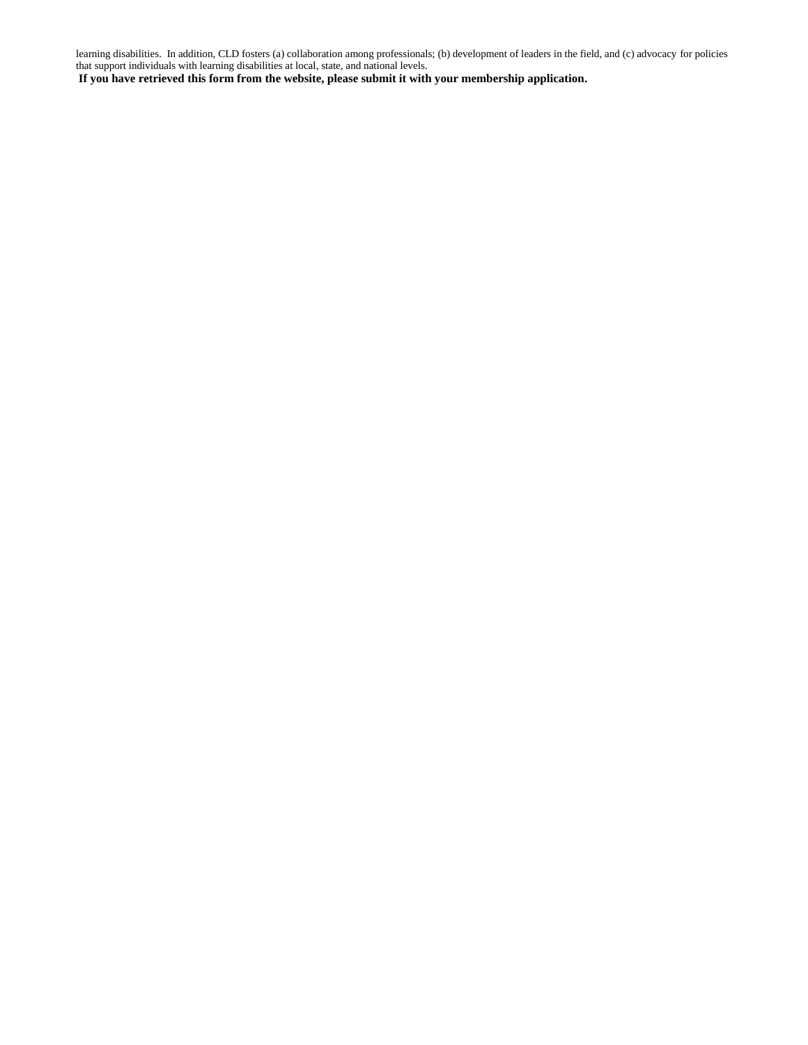learning disabilities. In addition, CLD fosters (a) collaboration among professionals; (b) development of leaders in the field, and (c) advocacy for policies that support individuals with learning disabilities at local, state, and national levels.

**If you have retrieved this form from the website, please submit it with your membership application.**